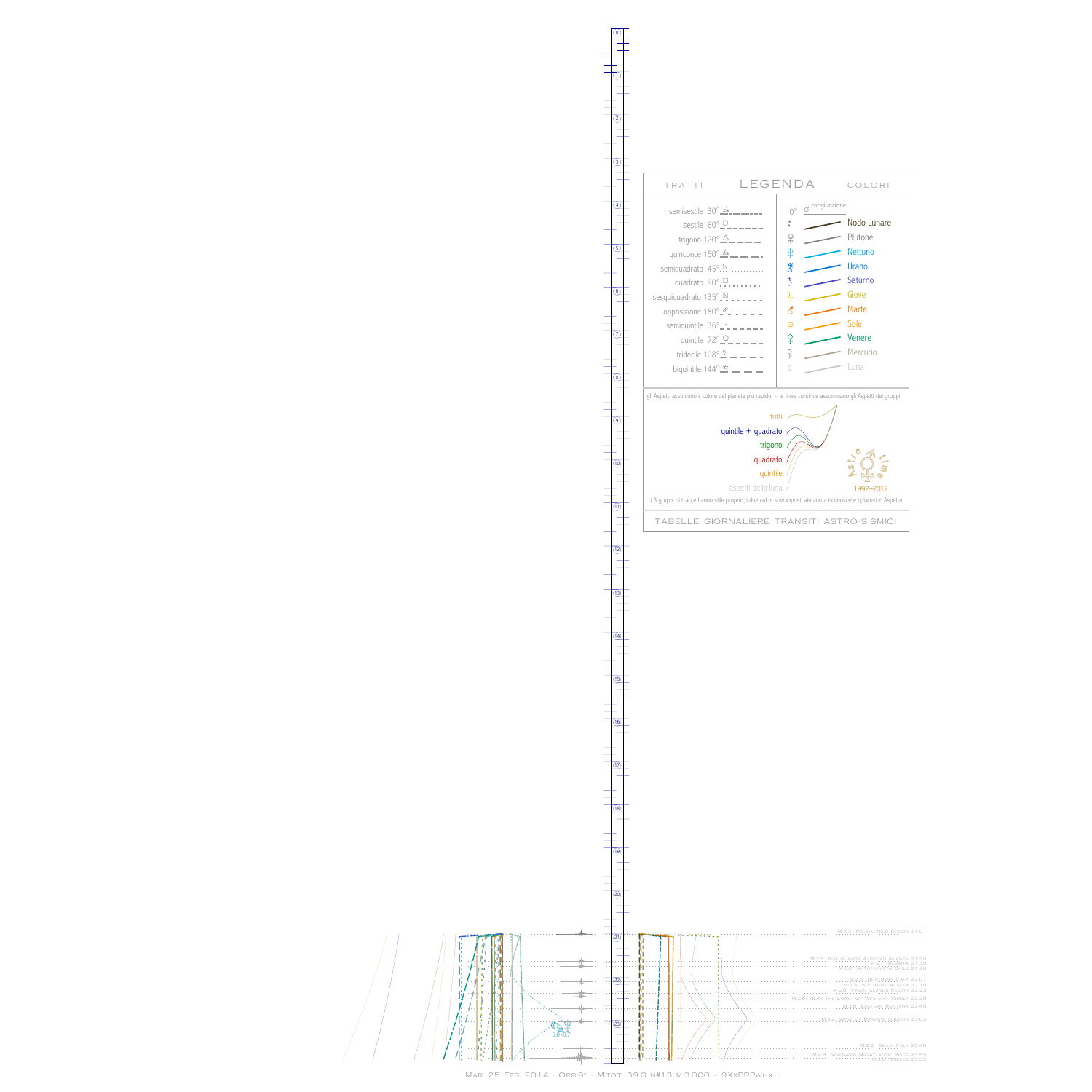## LEGENDA

| TRATTI | COLORI |
|---|---|
| semisestile 30° | 0° congiunzione |
| sestile 60° | Nodo Lunare |
| trigono 120° | Plutone |
| quinconce 150° | Nettuno |
| semiquadrato 45° | Urano |
| quadrato 90° | Saturno |
| sesquiquadrato 135° | Giove |
| opposizione 180° | Marte |
| semiquintile 36° | Sole |
| quintile 72° | Venere |
| tridecile 108° | Mercurio |
| biquintile 144° | Luna |

gli Aspetti assumono il colore del pianeta più rapido - le linee continue assommano gli Aspetti dei gruppi:

- tutti
- quintile + quadrato
- trigono
- quadrato
- quintile
- aspetti della luna

Astro time 1992–2012

i 3 gruppi di tracce hanno stile proprio; i due colori sovrapposti aiutano a riconoscere i pianeti in Aspetto

TABELLE GIORNALIERE TRANSITI ASTRO-SISMICI

M.5.3 Puerto Rico Region 21:01

M.2.5 Fox Islands, Aleutian Islands 21:39
M.2.7 Alaska 21:39
M.3.0 Antofagasta, Chile 21:46

M.2.3 Northern Italy 22:07
M.2.5 Southern Alaska 22:10
M.2.8 Virgin Islands Region 22:23
M.3.6 Near the Coast of Western Turkey 22:28

M.3.8 Eastern Montana 22:45

M.3.2 West Of Baskerv..., Oregon 23:03

5.0 -0.7

M.2.2 Sicily, Italy 23:40

M.4.8 Northern Mid-Atlantic Ridge 23:53
M.3.5 Greece 23:53

Mar. 25 Feb. 2014 - Orb:9° - M.tot: 39.0 n#13 m:3.000 -: 9XxPRPWhx :-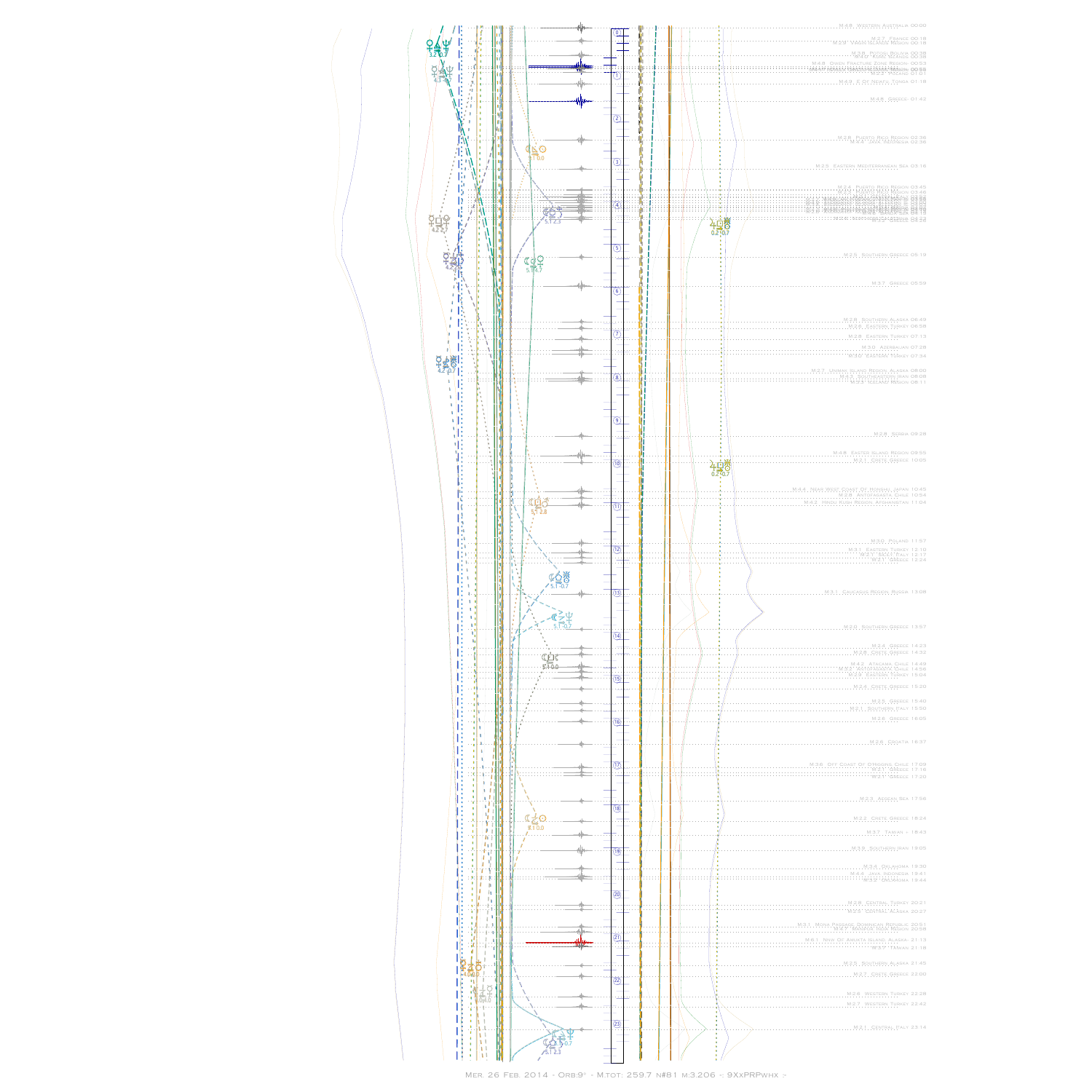M.4.8 Western Australia 00:00

M.2.7 France 00:18

M.2.9 Virgin Islands Region 00:19

M.3.8 Potosi Bolivia 00:38

M.4.0 Kuril Islands 00:38

M.4.8 Owen Fracture Zone Region 00:53

M.2.2 Poland 01:01

M.4.9 S of Neiafu Tonga 01:18

M.4.8 Greece 01:42

M.3.8 Puerto Rico Region 02:36

M.4.4 Java Indonesia 02:36

M.2.5 Eastern Mediterranean Sea 03:16

M.3.4 Puerto Rico Region 03:45

M.2.2 Greece 04:26

M.2.5 Southern Greece 05:19

M.3.7 Greece 05:59

M.2.8 Southern Alaska 06:49

M.2.5 Eastern Turkey 06:58

M.2.8 Eastern Turkey 07:13

M.3.0 Azerbaijan 07:28

M.3.0 Eastern Turkey 07:34

M.3.7 Unimak Island Region Alaska 08:00

M.4.3 Southeastern Iran 08:08

M.2.3 Iceland Region 08:11

M.2.8 Serbia 09:28

M.4.8 Easter Island Region 09:55

M.2.1 Crete Greece 10:05

M.4.4 Near West Coast of Honshu Japan 10:45

M.2.8 Antofagasta Chile 10:54

M.4.2 Hindu Kush Region Afghanistan 11:04

M.3.0 Poland 11:57

M.3.1 Eastern Turkey 12:10

M.2.1 Sicily Italy 12:17

M.2.1 Greece 12:24

M.3.1 Caucasus Region Russia 13:08

M.2.0 Southern Greece 13:57

M.2.4 Greece 14:23

M.2.6 Crete Greece 14:32

M.4.2 Atacama Chile 14:49

M.2.9 Eastern Turkey 15:04

M.2.4 Crete Greece 15:20

M.2.5 Greece 15:40

M.2.1 Southern Italy 15:50

M.2.6 Greece 16:05

M.2.6 Croatia 16:37

M.3.6 Off Coast of O'Higgins Chile 17:09

M.2.1 Greece 17:16

M.2.1 Greece 17:20

M.2.3 Aegean Sea 17:56

M.2.2 Crete Greece 18:24

M.3.7 Taiwan 18:43

M.3.9 Southern Iran 19:05

M.3.4 Oklahoma 19:30

M.4.4 Java Indonesia 19:41

M.3.5 Oklahoma 19:44

M.2.8 Central Turkey 20:21

M.2.5 Central Alaska 20:27

M.3.1 Mona Passage Dominican Republic 20:51

M.4.7 Mariana Islands Region 20:58

M.6.1 NNW of Amukta Island Alaska 21:13

M.3.7 Taiwan 21:18

M.2.5 Southern Alaska 21:45

M.2.7 Crete Greece 22:00

M.2.6 Western Turkey 22:28

M.2.7 Western Turkey 22:42

M.2.1 Central Italy 23:14

Mer. 26 Feb. 2014 - Orb:9° - M.tot: 259.7 n#81 m:3.206 -: 9XxPRPwhx :-